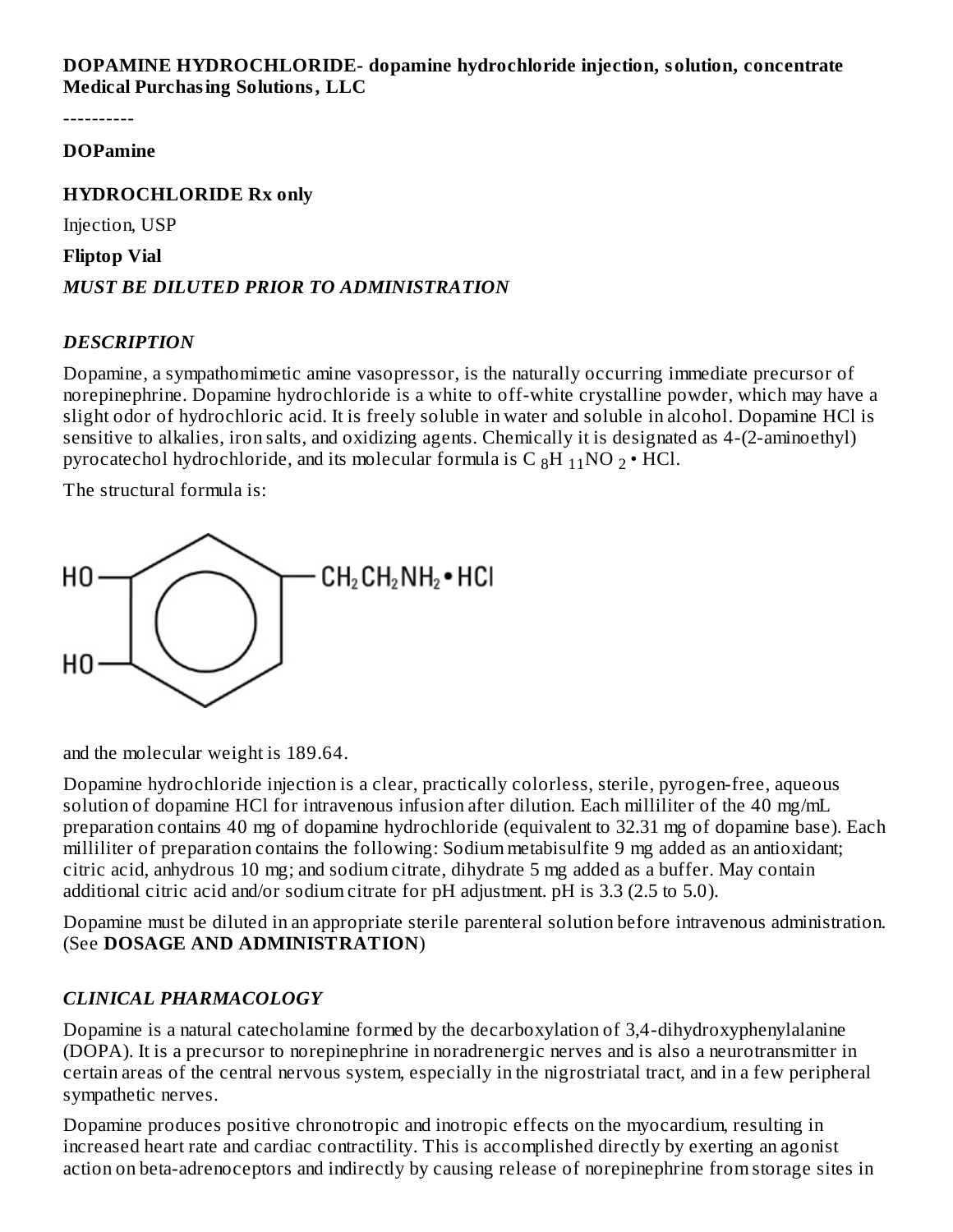**DOPAMINE HYDROCHLORIDE- dopamine hydrochloride injection, solution, concentrate**
**Medical Purchasing Solutions, LLC**

----------

**DOPamine**

**HYDROCHLORIDE Rx only**

Injection, USP

**Fliptop Vial**

***MUST BE DILUTED PRIOR TO ADMINISTRATION***

## *DESCRIPTION*

Dopamine, a sympathomimetic amine vasopressor, is the naturally occurring immediate precursor of norepinephrine. Dopamine hydrochloride is a white to off-white crystalline powder, which may have a slight odor of hydrochloric acid. It is freely soluble in water and soluble in alcohol. Dopamine HCl is sensitive to alkalies, iron salts, and oxidizing agents. Chemically it is designated as 4-(2-aminoethyl) pyrocatechol hydrochloride, and its molecular formula is $C_8H_{11}NO_2 \cdot HCl$.

The structural formula is:

HO, HO – benzene ring – $CH_2CH_2NH_2 \cdot HCl$

and the molecular weight is 189.64.

Dopamine hydrochloride injection is a clear, practically colorless, sterile, pyrogen-free, aqueous solution of dopamine HCl for intravenous infusion after dilution. Each milliliter of the 40 mg/mL preparation contains 40 mg of dopamine hydrochloride (equivalent to 32.31 mg of dopamine base). Each milliliter of preparation contains the following: Sodium metabisulfite 9 mg added as an antioxidant; citric acid, anhydrous 10 mg; and sodium citrate, dihydrate 5 mg added as a buffer. May contain additional citric acid and/or sodium citrate for pH adjustment. pH is 3.3 (2.5 to 5.0).

Dopamine must be diluted in an appropriate sterile parenteral solution before intravenous administration. (See **DOSAGE AND ADMINISTRATION**)

## *CLINICAL PHARMACOLOGY*

Dopamine is a natural catecholamine formed by the decarboxylation of 3,4-dihydroxyphenylalanine (DOPA). It is a precursor to norepinephrine in noradrenergic nerves and is also a neurotransmitter in certain areas of the central nervous system, especially in the nigrostriatal tract, and in a few peripheral sympathetic nerves.

Dopamine produces positive chronotropic and inotropic effects on the myocardium, resulting in increased heart rate and cardiac contractility. This is accomplished directly by exerting an agonist action on beta-adrenoceptors and indirectly by causing release of norepinephrine from storage sites in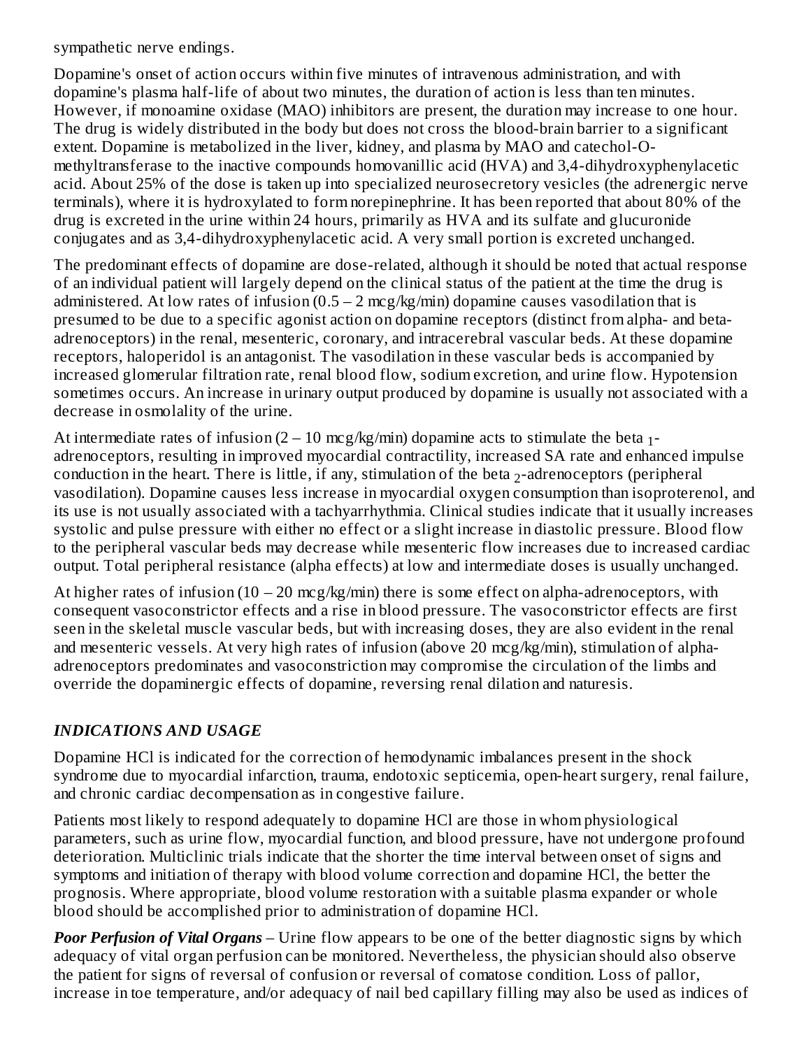sympathetic nerve endings.

Dopamine's onset of action occurs within five minutes of intravenous administration, and with dopamine's plasma half-life of about two minutes, the duration of action is less than ten minutes. However, if monoamine oxidase (MAO) inhibitors are present, the duration may increase to one hour. The drug is widely distributed in the body but does not cross the blood-brain barrier to a significant extent. Dopamine is metabolized in the liver, kidney, and plasma by MAO and catechol-O-methyltransferase to the inactive compounds homovanillic acid (HVA) and 3,4-dihydroxyphenylacetic acid. About 25% of the dose is taken up into specialized neurosecretory vesicles (the adrenergic nerve terminals), where it is hydroxylated to form norepinephrine. It has been reported that about 80% of the drug is excreted in the urine within 24 hours, primarily as HVA and its sulfate and glucuronide conjugates and as 3,4-dihydroxyphenylacetic acid. A very small portion is excreted unchanged.

The predominant effects of dopamine are dose-related, although it should be noted that actual response of an individual patient will largely depend on the clinical status of the patient at the time the drug is administered. At low rates of infusion (0.5 – 2 mcg/kg/min) dopamine causes vasodilation that is presumed to be due to a specific agonist action on dopamine receptors (distinct from alpha- and beta-adrenoceptors) in the renal, mesenteric, coronary, and intracerebral vascular beds. At these dopamine receptors, haloperidol is an antagonist. The vasodilation in these vascular beds is accompanied by increased glomerular filtration rate, renal blood flow, sodium excretion, and urine flow. Hypotension sometimes occurs. An increase in urinary output produced by dopamine is usually not associated with a decrease in osmolality of the urine.

At intermediate rates of infusion (2 – 10 mcg/kg/min) dopamine acts to stimulate the beta $_1$-adrenoceptors, resulting in improved myocardial contractility, increased SA rate and enhanced impulse conduction in the heart. There is little, if any, stimulation of the beta $_2$-adrenoceptors (peripheral vasodilation). Dopamine causes less increase in myocardial oxygen consumption than isoproterenol, and its use is not usually associated with a tachyarrhythmia. Clinical studies indicate that it usually increases systolic and pulse pressure with either no effect or a slight increase in diastolic pressure. Blood flow to the peripheral vascular beds may decrease while mesenteric flow increases due to increased cardiac output. Total peripheral resistance (alpha effects) at low and intermediate doses is usually unchanged.

At higher rates of infusion (10 – 20 mcg/kg/min) there is some effect on alpha-adrenoceptors, with consequent vasoconstrictor effects and a rise in blood pressure. The vasoconstrictor effects are first seen in the skeletal muscle vascular beds, but with increasing doses, they are also evident in the renal and mesenteric vessels. At very high rates of infusion (above 20 mcg/kg/min), stimulation of alpha-adrenoceptors predominates and vasoconstriction may compromise the circulation of the limbs and override the dopaminergic effects of dopamine, reversing renal dilation and naturesis.

### *INDICATIONS AND USAGE*

Dopamine HCl is indicated for the correction of hemodynamic imbalances present in the shock syndrome due to myocardial infarction, trauma, endotoxic septicemia, open-heart surgery, renal failure, and chronic cardiac decompensation as in congestive failure.

Patients most likely to respond adequately to dopamine HCl are those in whom physiological parameters, such as urine flow, myocardial function, and blood pressure, have not undergone profound deterioration. Multiclinic trials indicate that the shorter the time interval between onset of signs and symptoms and initiation of therapy with blood volume correction and dopamine HCl, the better the prognosis. Where appropriate, blood volume restoration with a suitable plasma expander or whole blood should be accomplished prior to administration of dopamine HCl.

***Poor Perfusion of Vital Organs*** – Urine flow appears to be one of the better diagnostic signs by which adequacy of vital organ perfusion can be monitored. Nevertheless, the physician should also observe the patient for signs of reversal of confusion or reversal of comatose condition. Loss of pallor, increase in toe temperature, and/or adequacy of nail bed capillary filling may also be used as indices of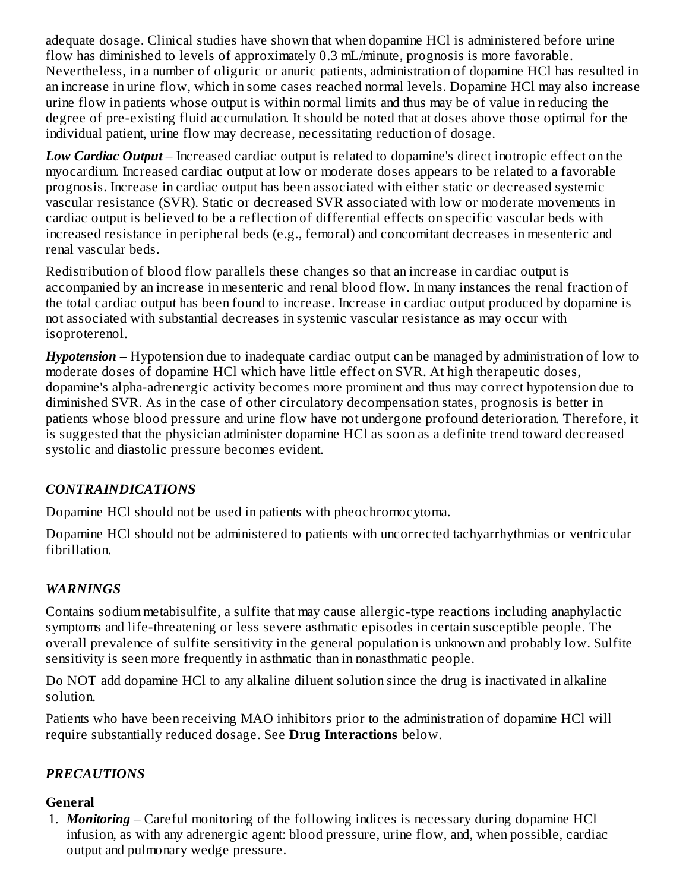adequate dosage. Clinical studies have shown that when dopamine HCl is administered before urine flow has diminished to levels of approximately 0.3 mL/minute, prognosis is more favorable. Nevertheless, in a number of oliguric or anuric patients, administration of dopamine HCl has resulted in an increase in urine flow, which in some cases reached normal levels. Dopamine HCl may also increase urine flow in patients whose output is within normal limits and thus may be of value in reducing the degree of pre-existing fluid accumulation. It should be noted that at doses above those optimal for the individual patient, urine flow may decrease, necessitating reduction of dosage.

***Low Cardiac Output*** – Increased cardiac output is related to dopamine's direct inotropic effect on the myocardium. Increased cardiac output at low or moderate doses appears to be related to a favorable prognosis. Increase in cardiac output has been associated with either static or decreased systemic vascular resistance (SVR). Static or decreased SVR associated with low or moderate movements in cardiac output is believed to be a reflection of differential effects on specific vascular beds with increased resistance in peripheral beds (e.g., femoral) and concomitant decreases in mesenteric and renal vascular beds.

Redistribution of blood flow parallels these changes so that an increase in cardiac output is accompanied by an increase in mesenteric and renal blood flow. In many instances the renal fraction of the total cardiac output has been found to increase. Increase in cardiac output produced by dopamine is not associated with substantial decreases in systemic vascular resistance as may occur with isoproterenol.

***Hypotension*** – Hypotension due to inadequate cardiac output can be managed by administration of low to moderate doses of dopamine HCl which have little effect on SVR. At high therapeutic doses, dopamine's alpha-adrenergic activity becomes more prominent and thus may correct hypotension due to diminished SVR. As in the case of other circulatory decompensation states, prognosis is better in patients whose blood pressure and urine flow have not undergone profound deterioration. Therefore, it is suggested that the physician administer dopamine HCl as soon as a definite trend toward decreased systolic and diastolic pressure becomes evident.

## *CONTRAINDICATIONS*

Dopamine HCl should not be used in patients with pheochromocytoma.

Dopamine HCl should not be administered to patients with uncorrected tachyarrhythmias or ventricular fibrillation.

## *WARNINGS*

Contains sodium metabisulfite, a sulfite that may cause allergic-type reactions including anaphylactic symptoms and life-threatening or less severe asthmatic episodes in certain susceptible people. The overall prevalence of sulfite sensitivity in the general population is unknown and probably low. Sulfite sensitivity is seen more frequently in asthmatic than in nonasthmatic people.

Do NOT add dopamine HCl to any alkaline diluent solution since the drug is inactivated in alkaline solution.

Patients who have been receiving MAO inhibitors prior to the administration of dopamine HCl will require substantially reduced dosage. See **Drug Interactions** below.

## *PRECAUTIONS*

### General

1. ***Monitoring*** – Careful monitoring of the following indices is necessary during dopamine HCl infusion, as with any adrenergic agent: blood pressure, urine flow, and, when possible, cardiac output and pulmonary wedge pressure.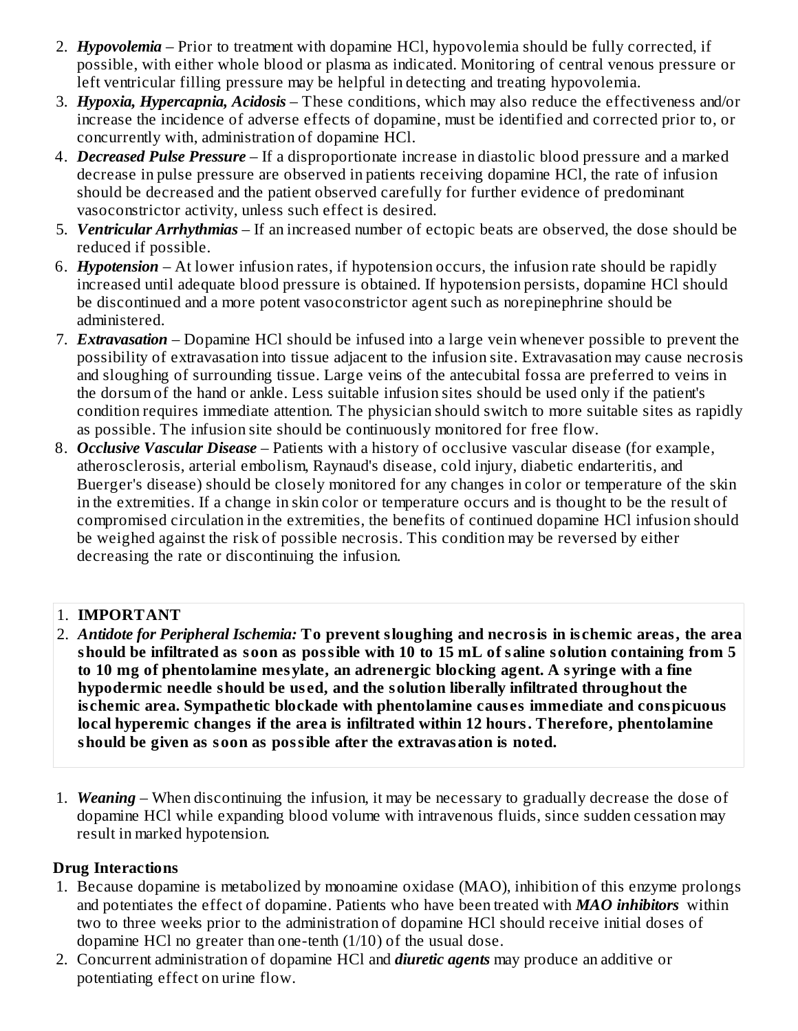2. ***Hypovolemia*** – Prior to treatment with dopamine HCl, hypovolemia should be fully corrected, if possible, with either whole blood or plasma as indicated. Monitoring of central venous pressure or left ventricular filling pressure may be helpful in detecting and treating hypovolemia.
3. ***Hypoxia, Hypercapnia, Acidosis*** – These conditions, which may also reduce the effectiveness and/or increase the incidence of adverse effects of dopamine, must be identified and corrected prior to, or concurrently with, administration of dopamine HCl.
4. ***Decreased Pulse Pressure*** – If a disproportionate increase in diastolic blood pressure and a marked decrease in pulse pressure are observed in patients receiving dopamine HCl, the rate of infusion should be decreased and the patient observed carefully for further evidence of predominant vasoconstrictor activity, unless such effect is desired.
5. ***Ventricular Arrhythmias*** – If an increased number of ectopic beats are observed, the dose should be reduced if possible.
6. ***Hypotension*** – At lower infusion rates, if hypotension occurs, the infusion rate should be rapidly increased until adequate blood pressure is obtained. If hypotension persists, dopamine HCl should be discontinued and a more potent vasoconstrictor agent such as norepinephrine should be administered.
7. ***Extravasation*** – Dopamine HCl should be infused into a large vein whenever possible to prevent the possibility of extravasation into tissue adjacent to the infusion site. Extravasation may cause necrosis and sloughing of surrounding tissue. Large veins of the antecubital fossa are preferred to veins in the dorsum of the hand or ankle. Less suitable infusion sites should be used only if the patient's condition requires immediate attention. The physician should switch to more suitable sites as rapidly as possible. The infusion site should be continuously monitored for free flow.
8. ***Occlusive Vascular Disease*** – Patients with a history of occlusive vascular disease (for example, atherosclerosis, arterial embolism, Raynaud's disease, cold injury, diabetic endarteritis, and Buerger's disease) should be closely monitored for any changes in color or temperature of the skin in the extremities. If a change in skin color or temperature occurs and is thought to be the result of compromised circulation in the extremities, the benefits of continued dopamine HCl infusion should be weighed against the risk of possible necrosis. This condition may be reversed by either decreasing the rate or discontinuing the infusion.

1. **IMPORTANT**
2. ***Antidote for Peripheral Ischemia:* To prevent sloughing and necrosis in ischemic areas, the area should be infiltrated as soon as possible with 10 to 15 mL of saline solution containing from 5 to 10 mg of phentolamine mesylate, an adrenergic blocking agent. A syringe with a fine hypodermic needle should be used, and the solution liberally infiltrated throughout the ischemic area. Sympathetic blockade with phentolamine causes immediate and conspicuous local hyperemic changes if the area is infiltrated within 12 hours. Therefore, phentolamine should be given as soon as possible after the extravasation is noted.**

1. ***Weaning*** – When discontinuing the infusion, it may be necessary to gradually decrease the dose of dopamine HCl while expanding blood volume with intravenous fluids, since sudden cessation may result in marked hypotension.

**Drug Interactions**

1. Because dopamine is metabolized by monoamine oxidase (MAO), inhibition of this enzyme prolongs and potentiates the effect of dopamine. Patients who have been treated with ***MAO inhibitors*** within two to three weeks prior to the administration of dopamine HCl should receive initial doses of dopamine HCl no greater than one-tenth (1/10) of the usual dose.
2. Concurrent administration of dopamine HCl and ***diuretic agents*** may produce an additive or potentiating effect on urine flow.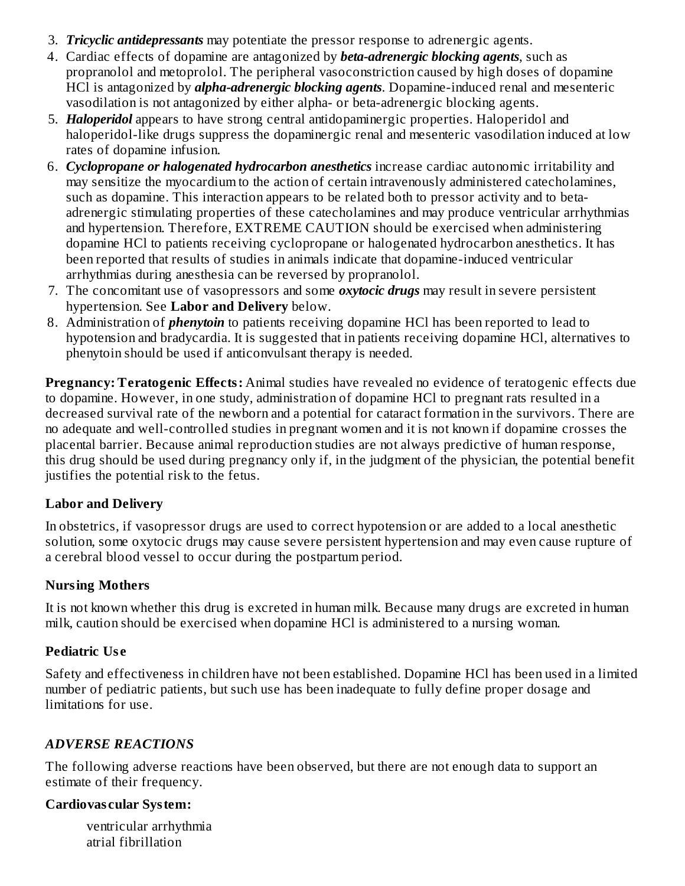3. ***Tricyclic antidepressants*** may potentiate the pressor response to adrenergic agents.
4. Cardiac effects of dopamine are antagonized by ***beta-adrenergic blocking agents***, such as propranolol and metoprolol. The peripheral vasoconstriction caused by high doses of dopamine HCl is antagonized by ***alpha-adrenergic blocking agents***. Dopamine-induced renal and mesenteric vasodilation is not antagonized by either alpha- or beta-adrenergic blocking agents.
5. ***Haloperidol*** appears to have strong central antidopaminergic properties. Haloperidol and haloperidol-like drugs suppress the dopaminergic renal and mesenteric vasodilation induced at low rates of dopamine infusion.
6. ***Cyclopropane or halogenated hydrocarbon anesthetics*** increase cardiac autonomic irritability and may sensitize the myocardium to the action of certain intravenously administered catecholamines, such as dopamine. This interaction appears to be related both to pressor activity and to beta-adrenergic stimulating properties of these catecholamines and may produce ventricular arrhythmias and hypertension. Therefore, EXTREME CAUTION should be exercised when administering dopamine HCl to patients receiving cyclopropane or halogenated hydrocarbon anesthetics. It has been reported that results of studies in animals indicate that dopamine-induced ventricular arrhythmias during anesthesia can be reversed by propranolol.
7. The concomitant use of vasopressors and some ***oxytocic drugs*** may result in severe persistent hypertension. See **Labor and Delivery** below.
8. Administration of ***phenytoin*** to patients receiving dopamine HCl has been reported to lead to hypotension and bradycardia. It is suggested that in patients receiving dopamine HCl, alternatives to phenytoin should be used if anticonvulsant therapy is needed.

**Pregnancy: Teratogenic Effects:** Animal studies have revealed no evidence of teratogenic effects due to dopamine. However, in one study, administration of dopamine HCl to pregnant rats resulted in a decreased survival rate of the newborn and a potential for cataract formation in the survivors. There are no adequate and well-controlled studies in pregnant women and it is not known if dopamine crosses the placental barrier. Because animal reproduction studies are not always predictive of human response, this drug should be used during pregnancy only if, in the judgment of the physician, the potential benefit justifies the potential risk to the fetus.

**Labor and Delivery**

In obstetrics, if vasopressor drugs are used to correct hypotension or are added to a local anesthetic solution, some oxytocic drugs may cause severe persistent hypertension and may even cause rupture of a cerebral blood vessel to occur during the postpartum period.

**Nursing Mothers**

It is not known whether this drug is excreted in human milk. Because many drugs are excreted in human milk, caution should be exercised when dopamine HCl is administered to a nursing woman.

**Pediatric Use**

Safety and effectiveness in children have not been established. Dopamine HCl has been used in a limited number of pediatric patients, but such use has been inadequate to fully define proper dosage and limitations for use.

## *ADVERSE REACTIONS*

The following adverse reactions have been observed, but there are not enough data to support an estimate of their frequency.

**Cardiovascular System:**

- ventricular arrhythmia
- atrial fibrillation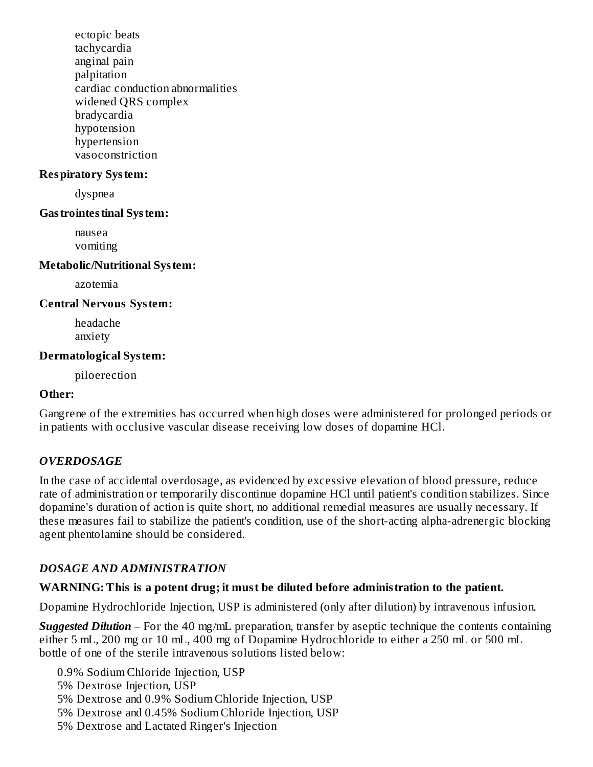ectopic beats
tachycardia
anginal pain
palpitation
cardiac conduction abnormalities
widened QRS complex
bradycardia
hypotension
hypertension
vasoconstriction

**Respiratory System:**

dyspnea

**Gastrointestinal System:**

nausea
vomiting

**Metabolic/Nutritional System:**

azotemia

**Central Nervous System:**

headache
anxiety

**Dermatological System:**

piloerection

**Other:**

Gangrene of the extremities has occurred when high doses were administered for prolonged periods or in patients with occlusive vascular disease receiving low doses of dopamine HCl.

## *OVERDOSAGE*

In the case of accidental overdosage, as evidenced by excessive elevation of blood pressure, reduce rate of administration or temporarily discontinue dopamine HCl until patient's condition stabilizes. Since dopamine's duration of action is quite short, no additional remedial measures are usually necessary. If these measures fail to stabilize the patient's condition, use of the short-acting alpha-adrenergic blocking agent phentolamine should be considered.

## *DOSAGE AND ADMINISTRATION*

**WARNING: This is a potent drug; it must be diluted before administration to the patient.**

Dopamine Hydrochloride Injection, USP is administered (only after dilution) by intravenous infusion.

***Suggested Dilution*** – For the 40 mg/mL preparation, transfer by aseptic technique the contents containing either 5 mL, 200 mg or 10 mL, 400 mg of Dopamine Hydrochloride to either a 250 mL or 500 mL bottle of one of the sterile intravenous solutions listed below:

0.9% Sodium Chloride Injection, USP
5% Dextrose Injection, USP
5% Dextrose and 0.9% Sodium Chloride Injection, USP
5% Dextrose and 0.45% Sodium Chloride Injection, USP
5% Dextrose and Lactated Ringer's Injection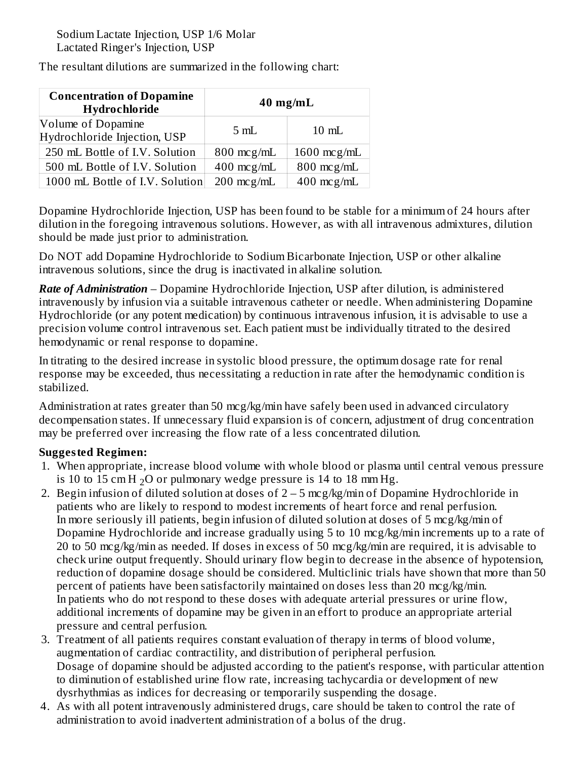Sodium Lactate Injection, USP 1/6 Molar
Lactated Ringer's Injection, USP

The resultant dilutions are summarized in the following chart:

| **Concentration of Dopamine Hydrochloride** | **40 mg/mL** | |
|---|---|---|
| Volume of Dopamine Hydrochloride Injection, USP | 5 mL | 10 mL |
| 250 mL Bottle of I.V. Solution | 800 mcg/mL | 1600 mcg/mL |
| 500 mL Bottle of I.V. Solution | 400 mcg/mL | 800 mcg/mL |
| 1000 mL Bottle of I.V. Solution | 200 mcg/mL | 400 mcg/mL |

Dopamine Hydrochloride Injection, USP has been found to be stable for a minimum of 24 hours after dilution in the foregoing intravenous solutions. However, as with all intravenous admixtures, dilution should be made just prior to administration.

Do NOT add Dopamine Hydrochloride to Sodium Bicarbonate Injection, USP or other alkaline intravenous solutions, since the drug is inactivated in alkaline solution.

***Rate of Administration*** – Dopamine Hydrochloride Injection, USP after dilution, is administered intravenously by infusion via a suitable intravenous catheter or needle. When administering Dopamine Hydrochloride (or any potent medication) by continuous intravenous infusion, it is advisable to use a precision volume control intravenous set. Each patient must be individually titrated to the desired hemodynamic or renal response to dopamine.

In titrating to the desired increase in systolic blood pressure, the optimum dosage rate for renal response may be exceeded, thus necessitating a reduction in rate after the hemodynamic condition is stabilized.

Administration at rates greater than 50 mcg/kg/min have safely been used in advanced circulatory decompensation states. If unnecessary fluid expansion is of concern, adjustment of drug concentration may be preferred over increasing the flow rate of a less concentrated dilution.

**Suggested Regimen:**

1. When appropriate, increase blood volume with whole blood or plasma until central venous pressure is 10 to 15 cm $H_2O$ or pulmonary wedge pressure is 14 to 18 mm Hg.
2. Begin infusion of diluted solution at doses of 2 – 5 mcg/kg/min of Dopamine Hydrochloride in patients who are likely to respond to modest increments of heart force and renal perfusion.
   In more seriously ill patients, begin infusion of diluted solution at doses of 5 mcg/kg/min of Dopamine Hydrochloride and increase gradually using 5 to 10 mcg/kg/min increments up to a rate of 20 to 50 mcg/kg/min as needed. If doses in excess of 50 mcg/kg/min are required, it is advisable to check urine output frequently. Should urinary flow begin to decrease in the absence of hypotension, reduction of dopamine dosage should be considered. Multiclinic trials have shown that more than 50 percent of patients have been satisfactorily maintained on doses less than 20 mcg/kg/min.
   In patients who do not respond to these doses with adequate arterial pressures or urine flow, additional increments of dopamine may be given in an effort to produce an appropriate arterial pressure and central perfusion.
3. Treatment of all patients requires constant evaluation of therapy in terms of blood volume, augmentation of cardiac contractility, and distribution of peripheral perfusion.
   Dosage of dopamine should be adjusted according to the patient's response, with particular attention to diminution of established urine flow rate, increasing tachycardia or development of new dysrhythmias as indices for decreasing or temporarily suspending the dosage.
4. As with all potent intravenously administered drugs, care should be taken to control the rate of administration to avoid inadvertent administration of a bolus of the drug.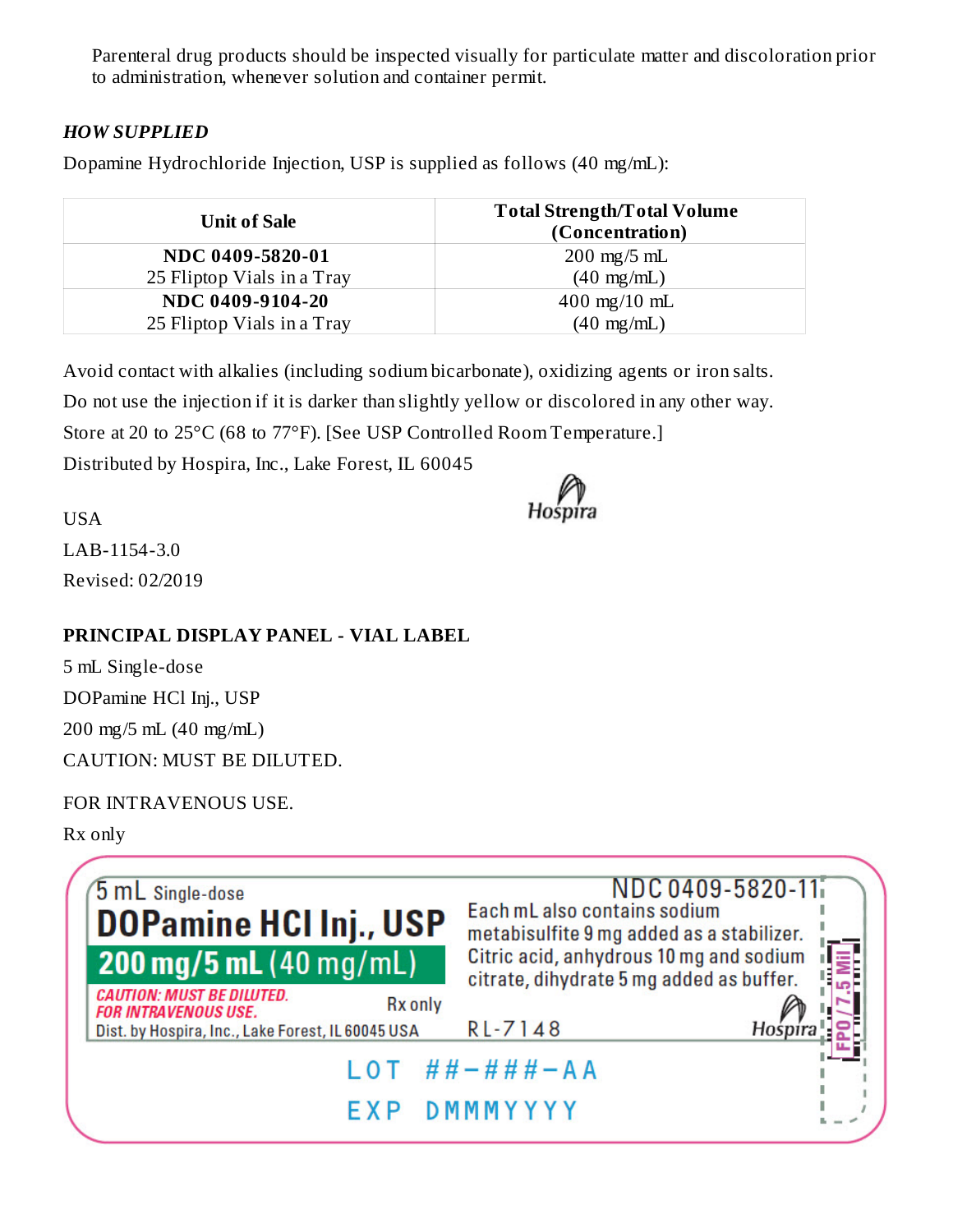Parenteral drug products should be inspected visually for particulate matter and discoloration prior to administration, whenever solution and container permit.

### *HOW SUPPLIED*

Dopamine Hydrochloride Injection, USP is supplied as follows (40 mg/mL):

| Unit of Sale | Total Strength/Total Volume (Concentration) |
|---|---|
| **NDC 0409-5820-01** 25 Fliptop Vials in a Tray | 200 mg/5 mL (40 mg/mL) |
| **NDC 0409-9104-20** 25 Fliptop Vials in a Tray | 400 mg/10 mL (40 mg/mL) |

Avoid contact with alkalies (including sodium bicarbonate), oxidizing agents or iron salts.

Do not use the injection if it is darker than slightly yellow or discolored in any other way.

Store at 20 to 25°C (68 to 77°F). [See USP Controlled Room Temperature.]

Distributed by Hospira, Inc., Lake Forest, IL 60045

USA

LAB-1154-3.0

Revised: 02/2019

### PRINCIPAL DISPLAY PANEL - VIAL LABEL

5 mL Single-dose

DOPamine HCl Inj., USP

200 mg/5 mL (40 mg/mL)

CAUTION: MUST BE DILUTED.

FOR INTRAVENOUS USE.

Rx only

5 mL Single-dose
**DOPamine HCl Inj., USP**
**200 mg/5 mL** (40 mg/mL)
*CAUTION: MUST BE DILUTED.*
*FOR INTRAVENOUS USE.*
Rx only
Dist. by Hospira, Inc., Lake Forest, IL 60045 USA

NDC 0409-5820-11
Each mL also contains sodium metabisulfite 9 mg added as a stabilizer. Citric acid, anhydrous 10 mg and sodium citrate, dihydrate 5 mg added as buffer.
RL-7148
Hospira

FPO/7.5 Mil

LOT ##-###-AA
EXP DMMMYYYY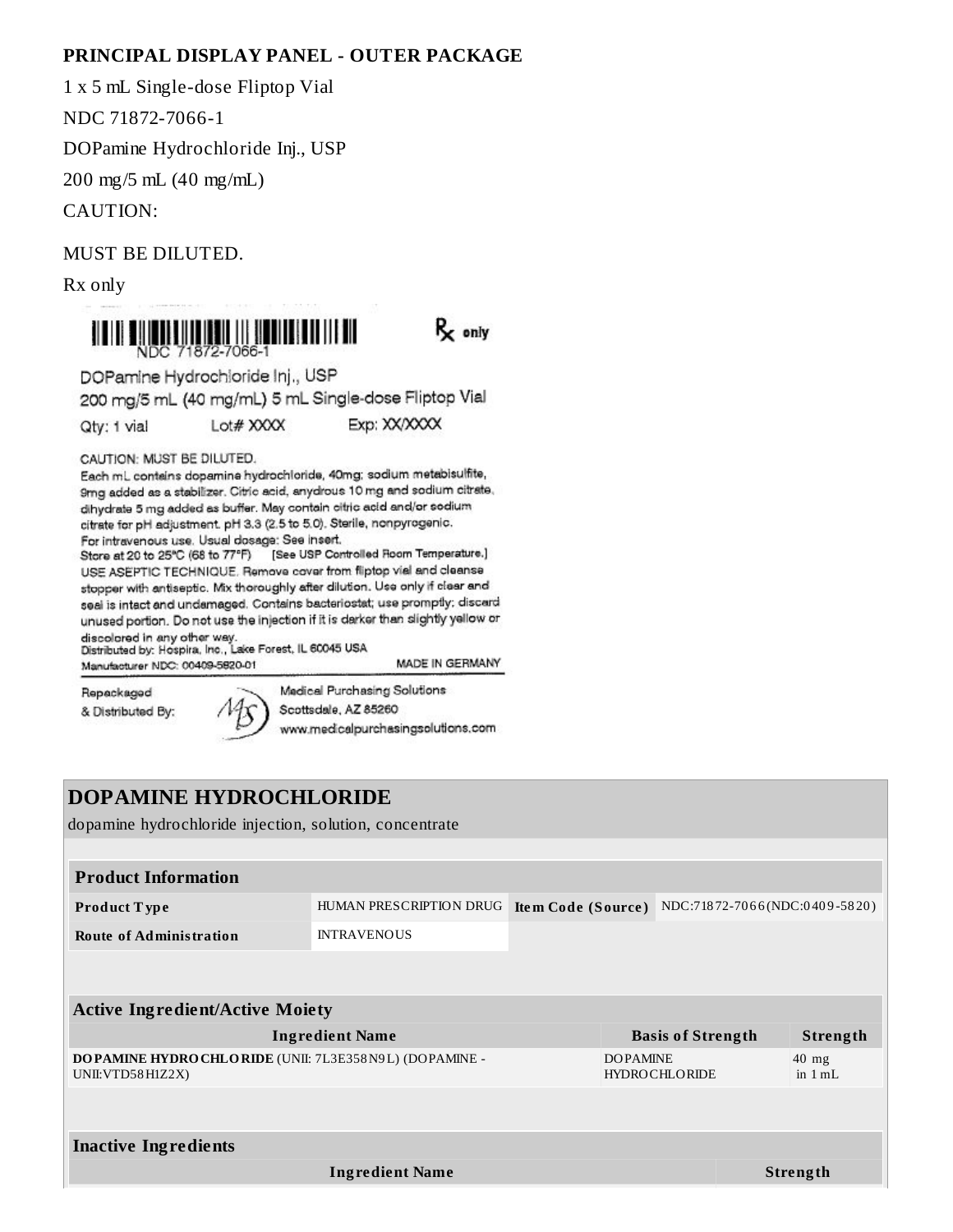**PRINCIPAL DISPLAY PANEL - OUTER PACKAGE**

1 x 5 mL Single-dose Fliptop Vial

NDC 71872-7066-1

DOPamine Hydrochloride Inj., USP

200 mg/5 mL (40 mg/mL)

CAUTION:

MUST BE DILUTED.

Rx only

NDC 71872-7066-1

Rx only

DOPamine Hydrochloride Inj., USP

200 mg/5 mL (40 mg/mL) 5 mL Single-dose Fliptop Vial

Qty: 1 vial Lot# XXXX Exp: XX/XXXX

CAUTION: MUST BE DILUTED.

Each mL contains dopamine hydrochloride, 40mg; sodium metabisulfite, 9mg added as a stabilizer. Citric acid, anydrous 10 mg and sodium citrate, dihydrate 5 mg added as buffer. May contain citric acid and/or sodium citrate for pH adjustment. pH 3.3 (2.5 to 5.0). Sterile, nonpyrogenic.

For intravenous use. Usual dosage: See insert.

Store at 20 to 25°C (68 to 77°F) [See USP Controlled Room Temperature.]

USE ASEPTIC TECHNIQUE. Remove cover from fliptop vial and cleanse stopper with antiseptic. Mix thoroughly after dilution. Use only if clear and seal is intact and undamaged. Contains bacteriostat; use promptly; discard unused portion. Do not use the injection if it is darker than slightly yellow or discolored in any other way.

Distributed by: Hospira, Inc., Lake Forest, IL 60045 USA

Manufacturer NDC: 00409-5820-01 MADE IN GERMANY

Repackaged & Distributed By: Medical Purchasing Solutions Scottsdale, AZ 85260 www.medicalpurchasingsolutions.com

## DOPAMINE HYDROCHLORIDE

dopamine hydrochloride injection, solution, concentrate

| Product Information | | | |
|---|---|---|---|
| **Product Type** | HUMAN PRESCRIPTION DRUG | **Item Code (Source)** | NDC:71872-7066(NDC:0409-5820) |
| **Route of Administration** | INTRAVENOUS | | |

| Active Ingredient/Active Moiety | | |
|---|---|---|
| **Ingredient Name** | **Basis of Strength** | **Strength** |
| **DOPAMINE HYDROCHLORIDE** (UNII: 7L3E358N9L) (DOPAMINE - UNII:VTD58H1Z2X) | DOPAMINE HYDROCHLORIDE | 40 mg in 1 mL |

| Inactive Ingredients | |
|---|---|
| **Ingredient Name** | **Strength** |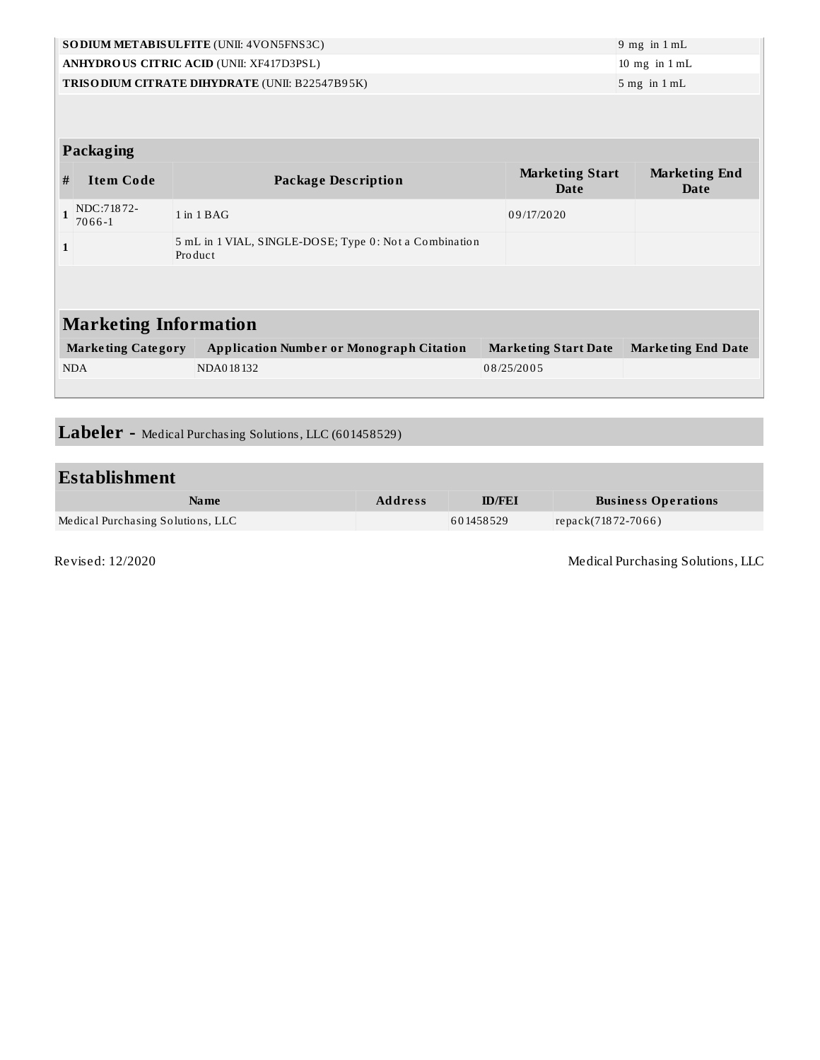| | |
|---|---|
| **SODIUM METABISULFITE** (UNII: 4VON5FNS3C) | 9 mg in 1 mL |
| **ANHYDROUS CITRIC ACID** (UNII: XF417D3PSL) | 10 mg in 1 mL |
| **TRISODIUM CITRATE DIHYDRATE** (UNII: B22547B95K) | 5 mg in 1 mL |

### Packaging

| # | Item Code | Package Description | Marketing Start Date | Marketing End Date |
|---|---|---|---|---|
| 1 | NDC:71872-7066-1 | 1 in 1 BAG | 09/17/2020 | |
| 1 | | 5 mL in 1 VIAL, SINGLE-DOSE; Type 0: Not a Combination Product | | |

## Marketing Information

| Marketing Category | Application Number or Monograph Citation | Marketing Start Date | Marketing End Date |
|---|---|---|---|
| NDA | NDA018132 | 08/25/2005 | |

## Labeler - Medical Purchasing Solutions, LLC (601458529)

## Establishment

| Name | Address | ID/FEI | Business Operations |
|---|---|---|---|
| Medical Purchasing Solutions, LLC | | 601458529 | repack(71872-7066) |

Revised: 12/2020

Medical Purchasing Solutions, LLC